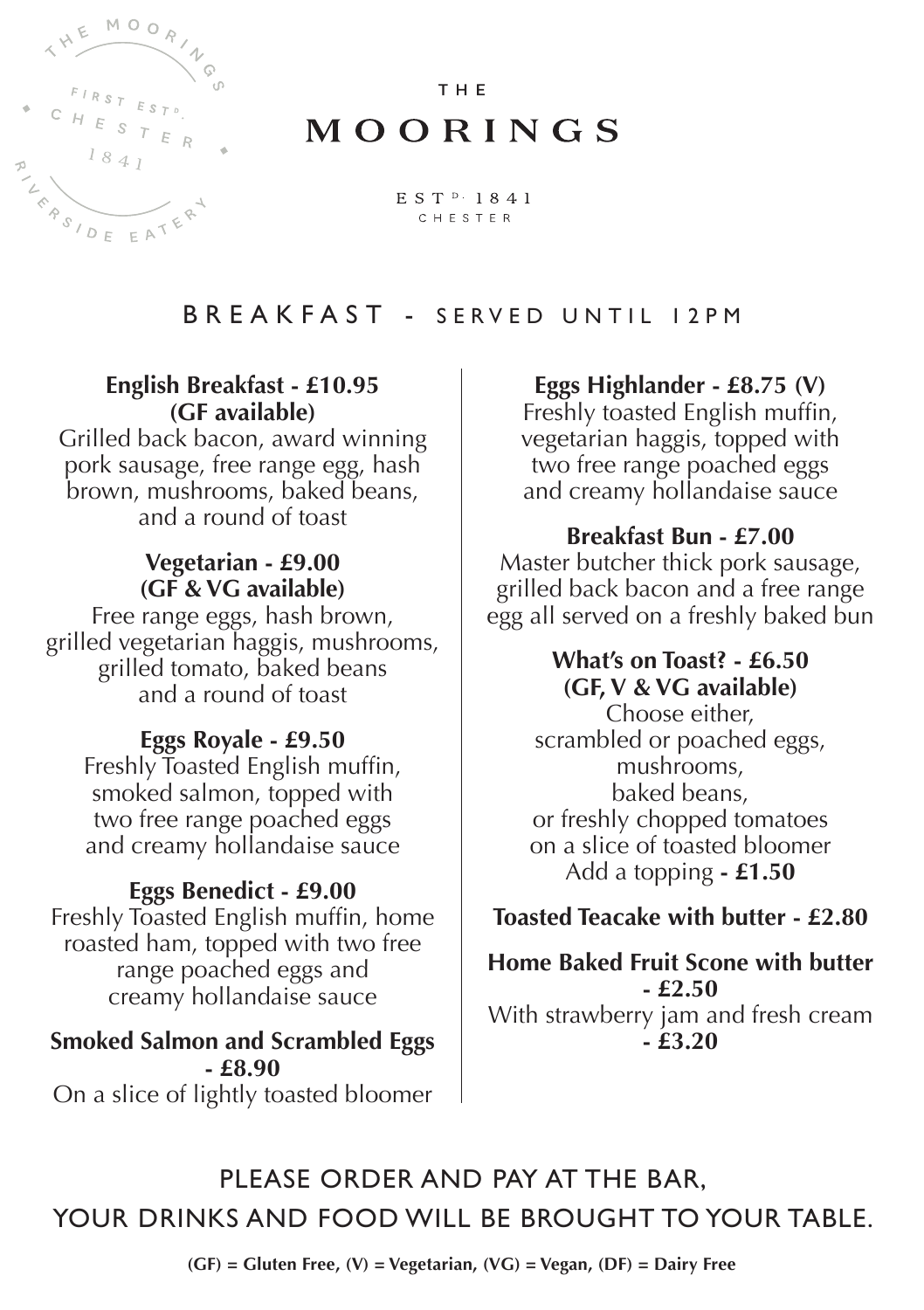THE MOORINGS
FIRST ESTD.
CHESTER
1841
RIVERSIDE EATERY

# THE MOORINGS

ESTD. 1841
CHESTER

## BREAKFAST - SERVED UNTIL 12PM

**English Breakfast - £10.95**
**(GF available)**
Grilled back bacon, award winning pork sausage, free range egg, hash brown, mushrooms, baked beans, and a round of toast

**Vegetarian - £9.00**
**(GF & VG available)**
Free range eggs, hash brown, grilled vegetarian haggis, mushrooms, grilled tomato, baked beans and a round of toast

**Eggs Royale - £9.50**
Freshly Toasted English muffin, smoked salmon, topped with two free range poached eggs and creamy hollandaise sauce

**Eggs Benedict - £9.00**
Freshly Toasted English muffin, home roasted ham, topped with two free range poached eggs and creamy hollandaise sauce

**Smoked Salmon and Scrambled Eggs - £8.90**
On a slice of lightly toasted bloomer

**Eggs Highlander - £8.75 (V)**
Freshly toasted English muffin, vegetarian haggis, topped with two free range poached eggs and creamy hollandaise sauce

**Breakfast Bun - £7.00**
Master butcher thick pork sausage, grilled back bacon and a free range egg all served on a freshly baked bun

**What's on Toast? - £6.50**
**(GF, V & VG available)**
Choose either,
scrambled or poached eggs,
mushrooms,
baked beans,
or freshly chopped tomatoes
on a slice of toasted bloomer
Add a topping **- £1.50**

**Toasted Teacake with butter - £2.80**

**Home Baked Fruit Scone with butter - £2.50**
With strawberry jam and fresh cream **- £3.20**

PLEASE ORDER AND PAY AT THE BAR,
YOUR DRINKS AND FOOD WILL BE BROUGHT TO YOUR TABLE.

**(GF) = Gluten Free, (V) = Vegetarian, (VG) = Vegan, (DF) = Dairy Free**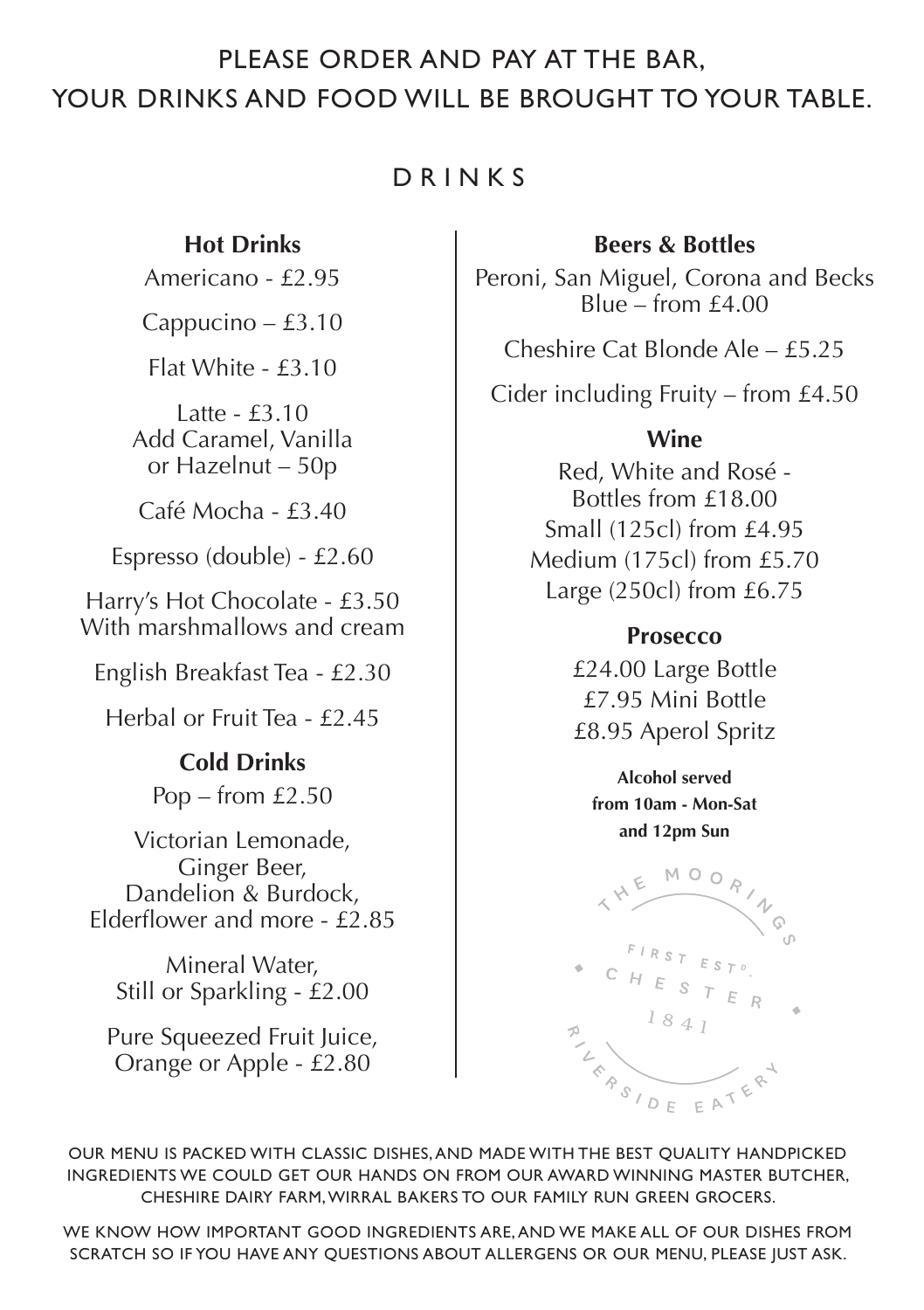PLEASE ORDER AND PAY AT THE BAR,
YOUR DRINKS AND FOOD WILL BE BROUGHT TO YOUR TABLE.

# DRINKS

## Hot Drinks

Americano - £2.95

Cappucino – £3.10

Flat White - £3.10

Latte - £3.10
Add Caramel, Vanilla or Hazelnut – 50p

Café Mocha - £3.40

Espresso (double) - £2.60

Harry's Hot Chocolate - £3.50
With marshmallows and cream

English Breakfast Tea - £2.30

Herbal or Fruit Tea - £2.45

## Cold Drinks

Pop – from £2.50

Victorian Lemonade, Ginger Beer, Dandelion & Burdock, Elderflower and more - £2.85

Mineral Water, Still or Sparkling - £2.00

Pure Squeezed Fruit Juice, Orange or Apple - £2.80

## Beers & Bottles

Peroni, San Miguel, Corona and Becks Blue – from £4.00

Cheshire Cat Blonde Ale – £5.25

Cider including Fruity – from £4.50

## Wine

Red, White and Rosé -
Bottles from £18.00
Small (125cl) from £4.95
Medium (175cl) from £5.70
Large (250cl) from £6.75

## Prosecco

£24.00 Large Bottle
£7.95 Mini Bottle
£8.95 Aperol Spritz

**Alcohol served from 10am - Mon-Sat and 12pm Sun**

THE MOORINGS
FIRST ESTD.
CHESTER
1841
RIVERSIDE EATERY

OUR MENU IS PACKED WITH CLASSIC DISHES, AND MADE WITH THE BEST QUALITY HANDPICKED INGREDIENTS WE COULD GET OUR HANDS ON FROM OUR AWARD WINNING MASTER BUTCHER, CHESHIRE DAIRY FARM, WIRRAL BAKERS TO OUR FAMILY RUN GREEN GROCERS.

WE KNOW HOW IMPORTANT GOOD INGREDIENTS ARE, AND WE MAKE ALL OF OUR DISHES FROM SCRATCH SO IF YOU HAVE ANY QUESTIONS ABOUT ALLERGENS OR OUR MENU, PLEASE JUST ASK.